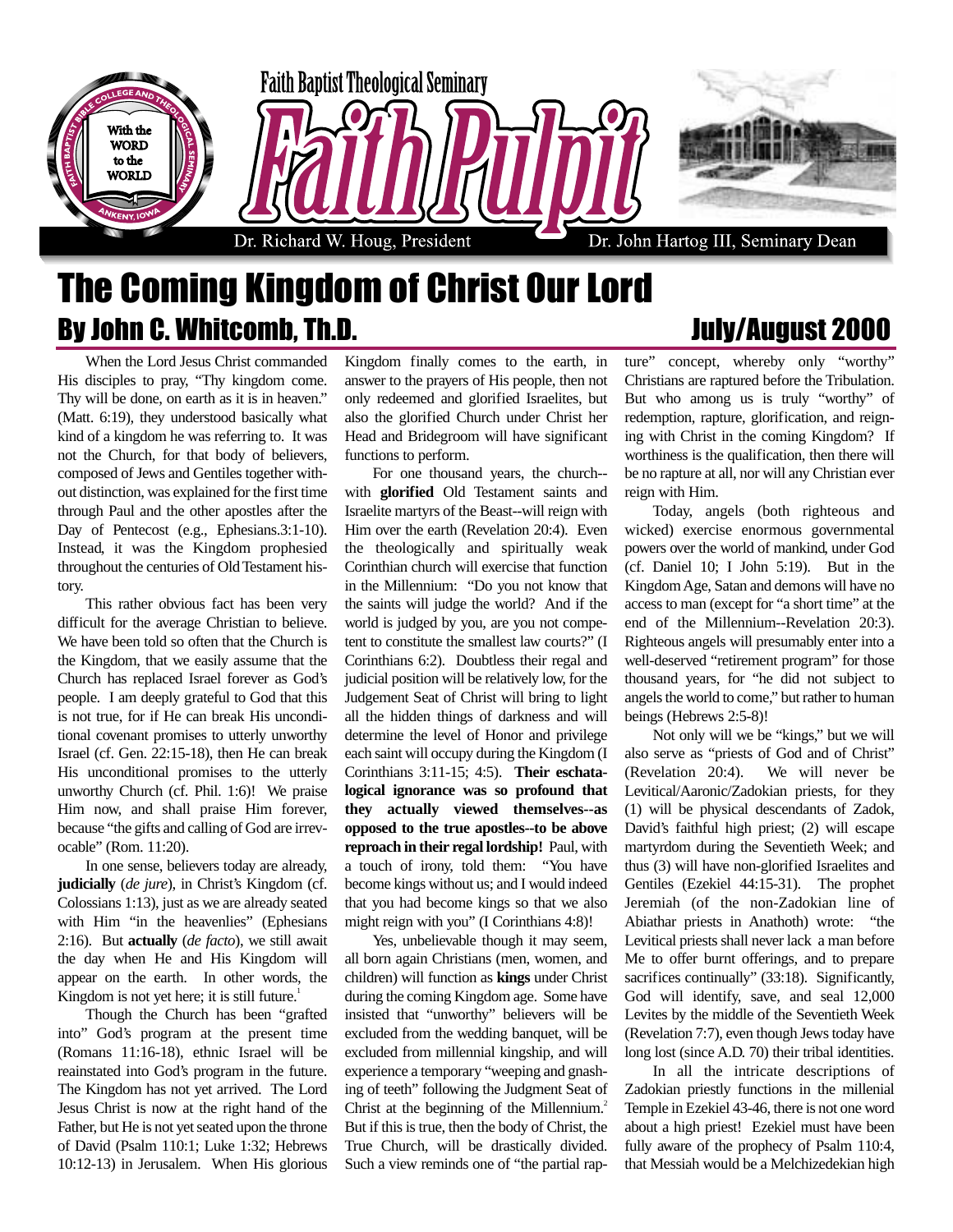Faith Baptist Theological Seminary

# Faith Pulpit

Dr. Richard W. Houg, President — Dr. John Hartog III, Seminary Dean

# The Coming Kingdom of Christ Our Lord

## By John C. Whitcomb, Th.D.

July/August 2000

When the Lord Jesus Christ commanded His disciples to pray, "Thy kingdom come. Thy will be done, on earth as it is in heaven." (Matt. 6:19), they understood basically what kind of a kingdom he was referring to. It was not the Church, for that body of believers, composed of Jews and Gentiles together without distinction, was explained for the first time through Paul and the other apostles after the Day of Pentecost (e.g., Ephesians.3:1-10). Instead, it was the Kingdom prophesied throughout the centuries of Old Testament history.

This rather obvious fact has been very difficult for the average Christian to believe. We have been told so often that the Church is the Kingdom, that we easily assume that the Church has replaced Israel forever as God's people. I am deeply grateful to God that this is not true, for if He can break His unconditional covenant promises to utterly unworthy Israel (cf. Gen. 22:15-18), then He can break His unconditional promises to the utterly unworthy Church (cf. Phil. 1:6)! We praise Him now, and shall praise Him forever, because "the gifts and calling of God are irrevocable" (Rom. 11:20).

In one sense, believers today are already, **judicially** (*de jure*), in Christ's Kingdom (cf. Colossians 1:13), just as we are already seated with Him "in the heavenlies" (Ephesians 2:16). But **actually** (*de facto*), we still await the day when He and His Kingdom will appear on the earth. In other words, the Kingdom is not yet here; it is still future.[1]

Though the Church has been "grafted into" God's program at the present time (Romans 11:16-18), ethnic Israel will be reinstated into God's program in the future. The Kingdom has not yet arrived. The Lord Jesus Christ is now at the right hand of the Father, but He is not yet seated upon the throne of David (Psalm 110:1; Luke 1:32; Hebrews 10:12-13) in Jerusalem. When His glorious Kingdom finally comes to the earth, in answer to the prayers of His people, then not only redeemed and glorified Israelites, but also the glorified Church under Christ her Head and Bridegroom will have significant functions to perform.

For one thousand years, the church--with **glorified** Old Testament saints and Israelite martyrs of the Beast--will reign with Him over the earth (Revelation 20:4). Even the theologically and spiritually weak Corinthian church will exercise that function in the Millennium: "Do you not know that the saints will judge the world? And if the world is judged by you, are you not competent to constitute the smallest law courts?" (I Corinthians 6:2). Doubtless their regal and judicial position will be relatively low, for the Judgement Seat of Christ will bring to light all the hidden things of darkness and will determine the level of Honor and privilege each saint will occupy during the Kingdom (I Corinthians 3:11-15; 4:5). **Their eschatalogical ignorance was so profound that they actually viewed themselves--as opposed to the true apostles--to be above reproach in their regal lordship!** Paul, with a touch of irony, told them: "You have become kings without us; and I would indeed that you had become kings so that we also might reign with you" (I Corinthians 4:8)!

Yes, unbelievable though it may seem, all born again Christians (men, women, and children) will function as **kings** under Christ during the coming Kingdom age. Some have insisted that "unworthy" believers will be excluded from the wedding banquet, will be excluded from millennial kingship, and will experience a temporary "weeping and gnashing of teeth" following the Judgment Seat of Christ at the beginning of the Millennium.[2] But if this is true, then the body of Christ, the True Church, will be drastically divided. Such a view reminds one of "the partial rapture" concept, whereby only "worthy" Christians are raptured before the Tribulation. But who among us is truly "worthy" of redemption, rapture, glorification, and reigning with Christ in the coming Kingdom? If worthiness is the qualification, then there will be no rapture at all, nor will any Christian ever reign with Him.

Today, angels (both righteous and wicked) exercise enormous governmental powers over the world of mankind, under God (cf. Daniel 10; I John 5:19). But in the Kingdom Age, Satan and demons will have no access to man (except for "a short time" at the end of the Millennium--Revelation 20:3). Righteous angels will presumably enter into a well-deserved "retirement program" for those thousand years, for "he did not subject to angels the world to come," but rather to human beings (Hebrews 2:5-8)!

Not only will we be "kings," but we will also serve as "priests of God and of Christ" (Revelation 20:4). We will never be Levitical/Aaronic/Zadokian priests, for they (1) will be physical descendants of Zadok, David's faithful high priest; (2) will escape martyrdom during the Seventieth Week; and thus (3) will have non-glorified Israelites and Gentiles (Ezekiel 44:15-31). The prophet Jeremiah (of the non-Zadokian line of Abiathar priests in Anathoth) wrote: "the Levitical priests shall never lack a man before Me to offer burnt offerings, and to prepare sacrifices continually" (33:18). Significantly, God will identify, save, and seal 12,000 Levites by the middle of the Seventieth Week (Revelation 7:7), even though Jews today have long lost (since A.D. 70) their tribal identities.

In all the intricate descriptions of Zadokian priestly functions in the millenial Temple in Ezekiel 43-46, there is not one word about a high priest! Ezekiel must have been fully aware of the prophecy of Psalm 110:4, that Messiah would be a Melchizedekian high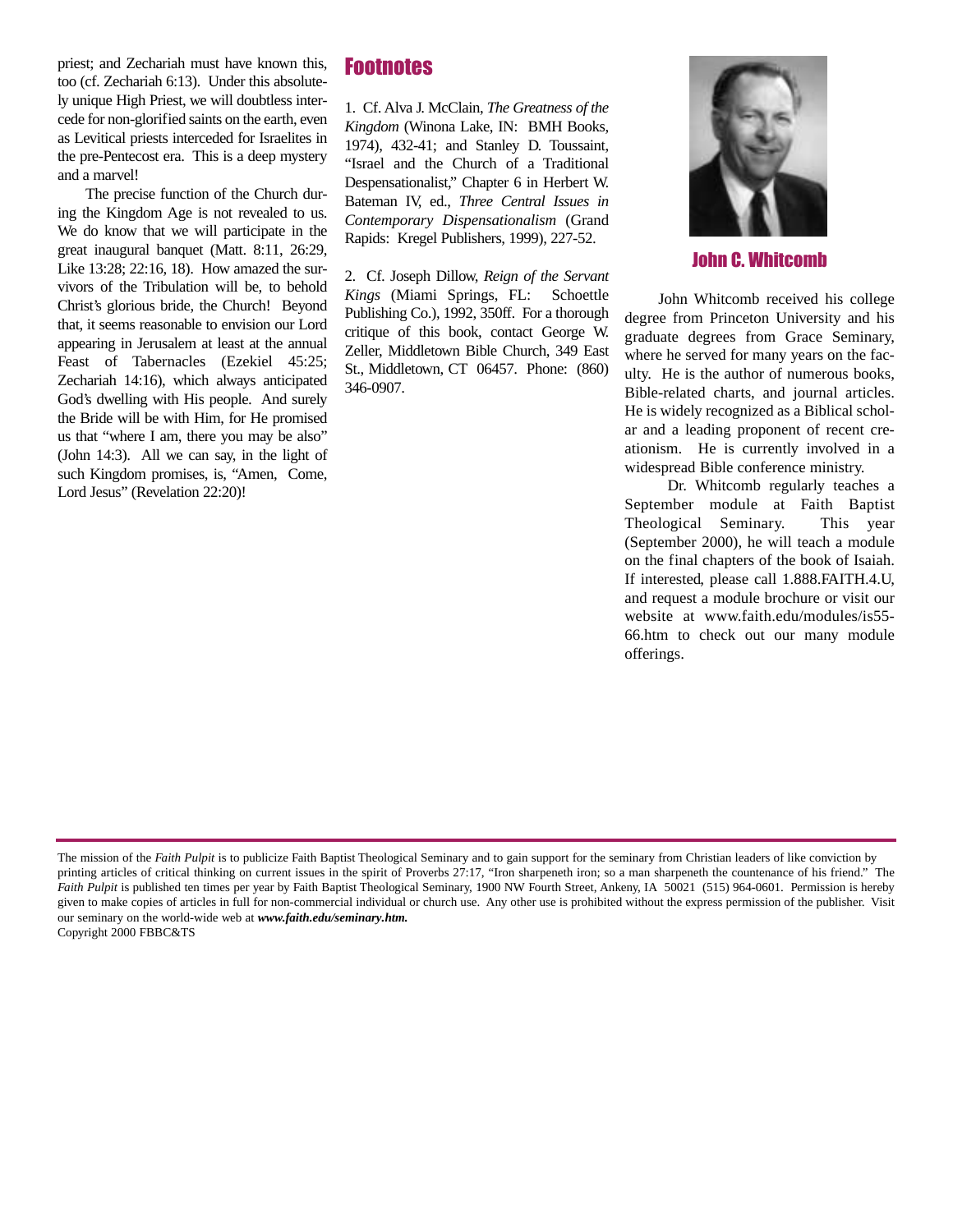priest; and Zechariah must have known this, too (cf. Zechariah 6:13). Under this absolutely unique High Priest, we will doubtless intercede for non-glorified saints on the earth, even as Levitical priests interceded for Israelites in the pre-Pentecost era. This is a deep mystery and a marvel!

The precise function of the Church during the Kingdom Age is not revealed to us. We do know that we will participate in the great inaugural banquet (Matt. 8:11, 26:29, Like 13:28; 22:16, 18). How amazed the survivors of the Tribulation will be, to behold Christ's glorious bride, the Church! Beyond that, it seems reasonable to envision our Lord appearing in Jerusalem at least at the annual Feast of Tabernacles (Ezekiel 45:25; Zechariah 14:16), which always anticipated God's dwelling with His people. And surely the Bride will be with Him, for He promised us that "where I am, there you may be also" (John 14:3). All we can say, in the light of such Kingdom promises, is, "Amen, Come, Lord Jesus" (Revelation 22:20)!

## Footnotes

1. Cf. Alva J. McClain, *The Greatness of the Kingdom* (Winona Lake, IN: BMH Books, 1974), 432-41; and Stanley D. Toussaint, "Israel and the Church of a Traditional Despensationalist," Chapter 6 in Herbert W. Bateman IV, ed., *Three Central Issues in Contemporary Dispensationalism* (Grand Rapids: Kregel Publishers, 1999), 227-52.

2. Cf. Joseph Dillow, *Reign of the Servant Kings* (Miami Springs, FL: Schoettle Publishing Co.), 1992, 350ff. For a thorough critique of this book, contact George W. Zeller, Middletown Bible Church, 349 East St., Middletown, CT 06457. Phone: (860) 346-0907.

## John C. Whitcomb

John Whitcomb received his college degree from Princeton University and his graduate degrees from Grace Seminary, where he served for many years on the faculty. He is the author of numerous books, Bible-related charts, and journal articles. He is widely recognized as a Biblical scholar and a leading proponent of recent creationism. He is currently involved in a widespread Bible conference ministry.

Dr. Whitcomb regularly teaches a September module at Faith Baptist Theological Seminary. This year (September 2000), he will teach a module on the final chapters of the book of Isaiah. If interested, please call 1.888.FAITH.4.U, and request a module brochure or visit our website at www.faith.edu/modules/is55-66.htm to check out our many module offerings.

---

The mission of the *Faith Pulpit* is to publicize Faith Baptist Theological Seminary and to gain support for the seminary from Christian leaders of like conviction by printing articles of critical thinking on current issues in the spirit of Proverbs 27:17, "Iron sharpeneth iron; so a man sharpeneth the countenance of his friend." The *Faith Pulpit* is published ten times per year by Faith Baptist Theological Seminary, 1900 NW Fourth Street, Ankeny, IA 50021 (515) 964-0601. Permission is hereby given to make copies of articles in full for non-commercial individual or church use. Any other use is prohibited without the express permission of the publisher. Visit our seminary on the world-wide web at ***www.faith.edu/seminary.htm.***
Copyright 2000 FBBC&TS